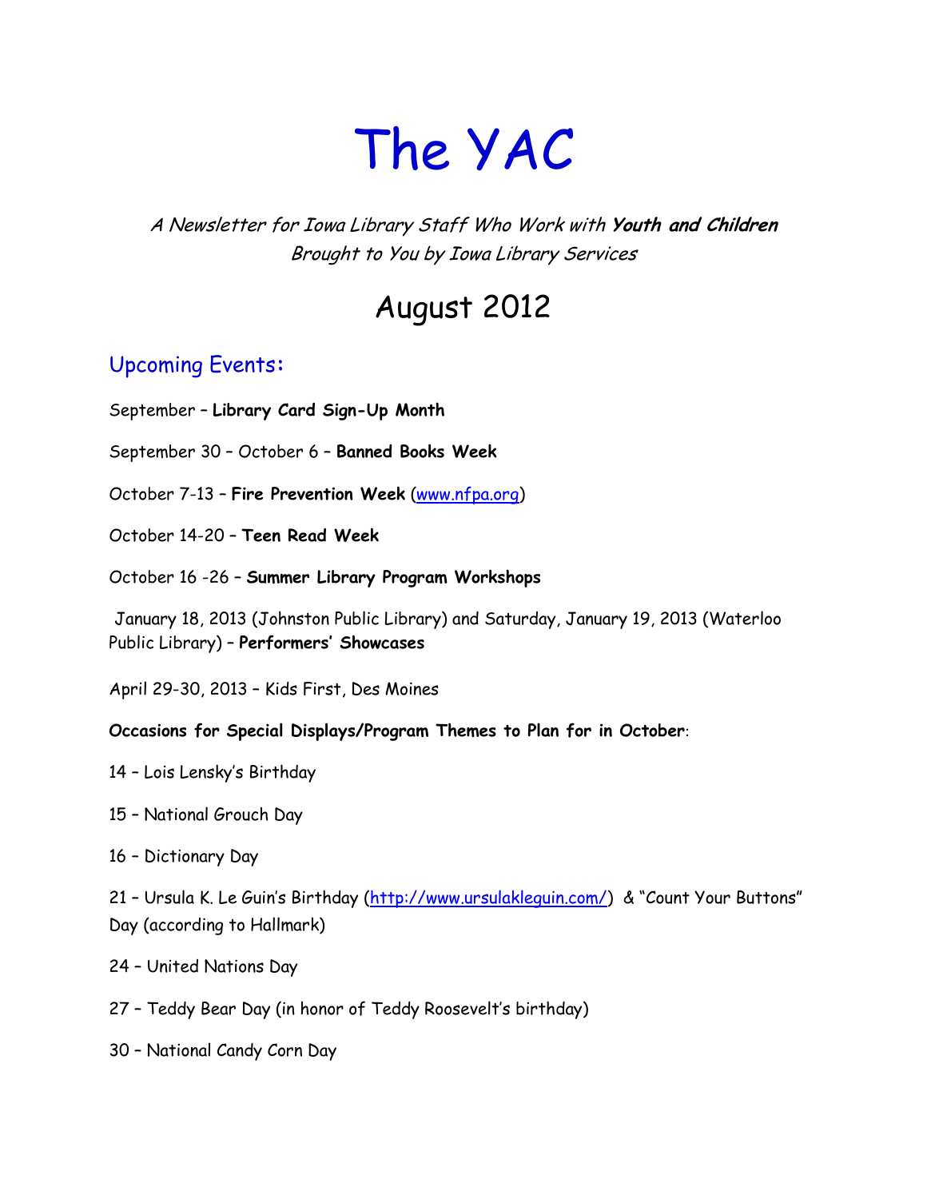# The YAC

*A Newsletter for Iowa Library Staff Who Work with **Youth and Children***
*Brought to You by Iowa Library Services*

## August 2012

### Upcoming Events:

September – **Library Card Sign-Up Month**

September 30 – October 6 – **Banned Books Week**

October 7-13 – **Fire Prevention Week** (www.nfpa.org)

October 14-20 – **Teen Read Week**

October 16 -26 – **Summer Library Program Workshops**

January 18, 2013 (Johnston Public Library) and Saturday, January 19, 2013 (Waterloo Public Library) – **Performers' Showcases**

April 29-30, 2013 – Kids First, Des Moines

**Occasions for Special Displays/Program Themes to Plan for in October**:

14 – Lois Lensky's Birthday

15 – National Grouch Day

16 – Dictionary Day

21 – Ursula K. Le Guin's Birthday (http://www.ursulakleguin.com/) & "Count Your Buttons" Day (according to Hallmark)

24 – United Nations Day

27 – Teddy Bear Day (in honor of Teddy Roosevelt's birthday)

30 – National Candy Corn Day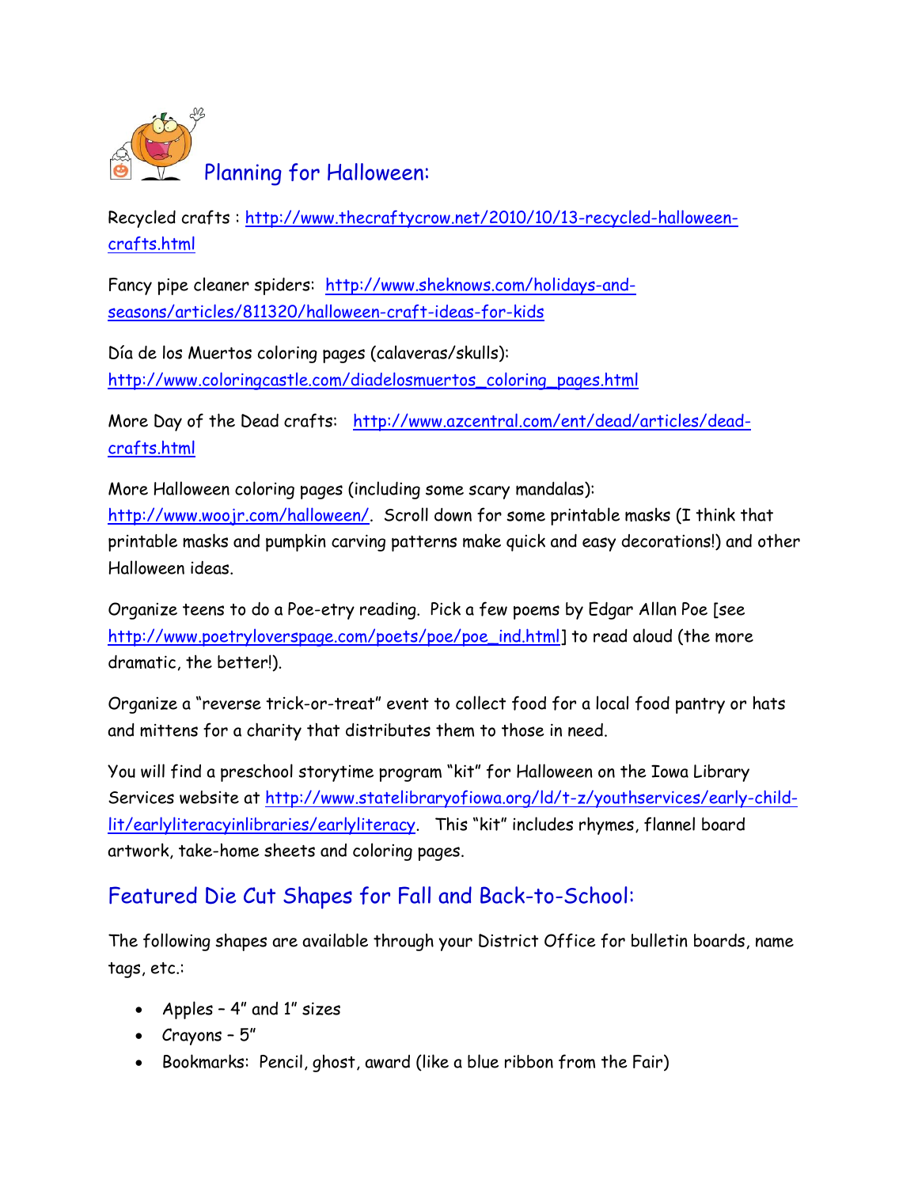## Planning for Halloween:

Recycled crafts : http://www.thecraftycrow.net/2010/10/13-recycled-halloween-crafts.html

Fancy pipe cleaner spiders: http://www.sheknows.com/holidays-and-seasons/articles/811320/halloween-craft-ideas-for-kids

Día de los Muertos coloring pages (calaveras/skulls): http://www.coloringcastle.com/diadelosmuertos_coloring_pages.html

More Day of the Dead crafts: http://www.azcentral.com/ent/dead/articles/dead-crafts.html

More Halloween coloring pages (including some scary mandalas): http://www.woojr.com/halloween/. Scroll down for some printable masks (I think that printable masks and pumpkin carving patterns make quick and easy decorations!) and other Halloween ideas.

Organize teens to do a Poe-etry reading. Pick a few poems by Edgar Allan Poe [see http://www.poetryloverspage.com/poets/poe/poe_ind.html] to read aloud (the more dramatic, the better!).

Organize a "reverse trick-or-treat" event to collect food for a local food pantry or hats and mittens for a charity that distributes them to those in need.

You will find a preschool storytime program "kit" for Halloween on the Iowa Library Services website at http://www.statelibraryofiowa.org/ld/t-z/youthservices/early-child-lit/earlyliteracyinlibraries/earlyliteracy. This "kit" includes rhymes, flannel board artwork, take-home sheets and coloring pages.

## Featured Die Cut Shapes for Fall and Back-to-School:

The following shapes are available through your District Office for bulletin boards, name tags, etc.:

- Apples – 4" and 1" sizes
- Crayons – 5"
- Bookmarks: Pencil, ghost, award (like a blue ribbon from the Fair)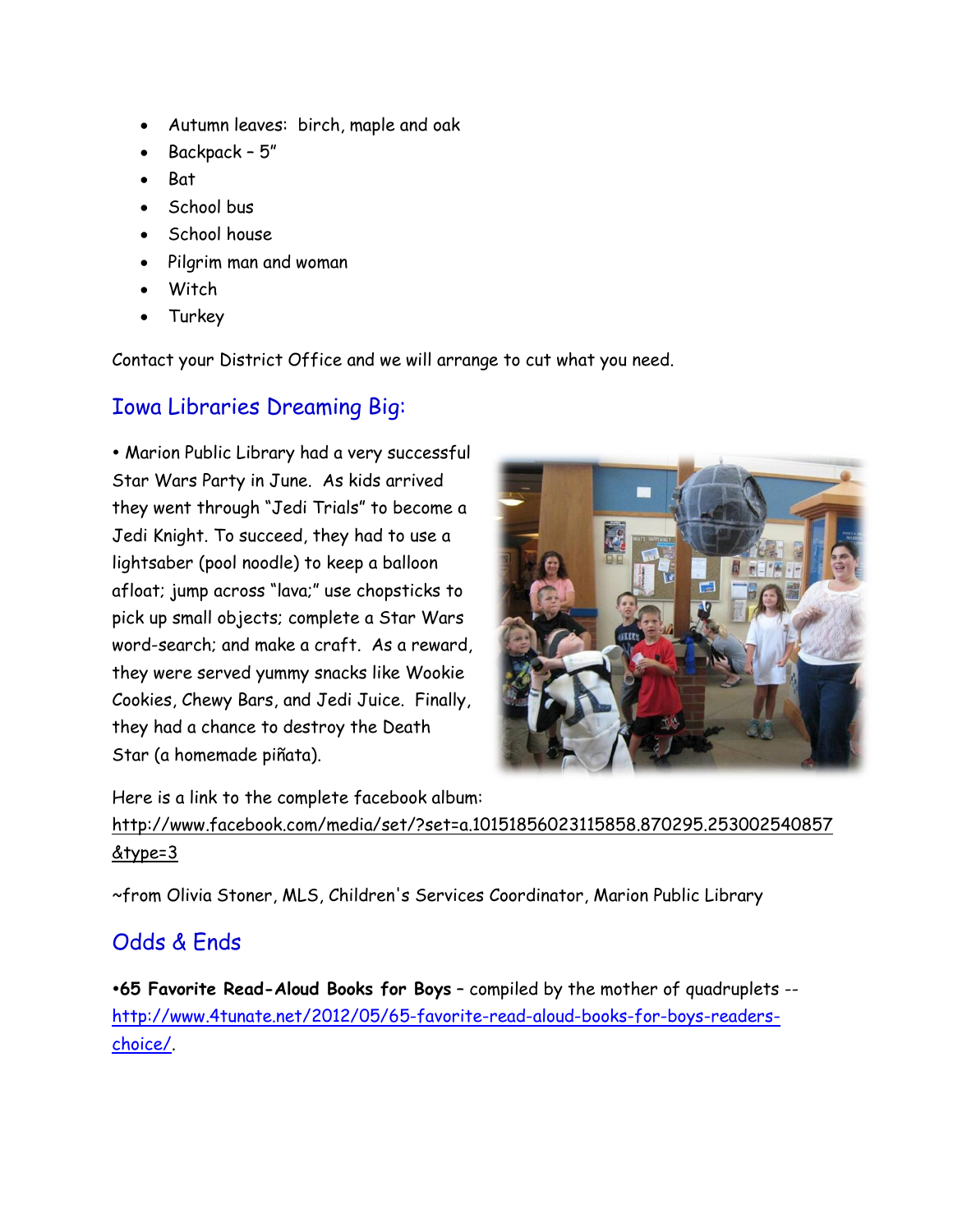- Autumn leaves: birch, maple and oak
- Backpack – 5"
- Bat
- School bus
- School house
- Pilgrim man and woman
- Witch
- Turkey

Contact your District Office and we will arrange to cut what you need.

## Iowa Libraries Dreaming Big:

• Marion Public Library had a very successful Star Wars Party in June. As kids arrived they went through "Jedi Trials" to become a Jedi Knight. To succeed, they had to use a lightsaber (pool noodle) to keep a balloon afloat; jump across "lava;" use chopsticks to pick up small objects; complete a Star Wars word-search; and make a craft. As a reward, they were served yummy snacks like Wookie Cookies, Chewy Bars, and Jedi Juice. Finally, they had a chance to destroy the Death Star (a homemade piñata).

Here is a link to the complete facebook album: http://www.facebook.com/media/set/?set=a.10151856023115858.870295.253002540857&type=3

~from Olivia Stoner, MLS, Children's Services Coordinator, Marion Public Library

## Odds & Ends

•**65 Favorite Read-Aloud Books for Boys** – compiled by the mother of quadruplets -- http://www.4tunate.net/2012/05/65-favorite-read-aloud-books-for-boys-readers-choice/.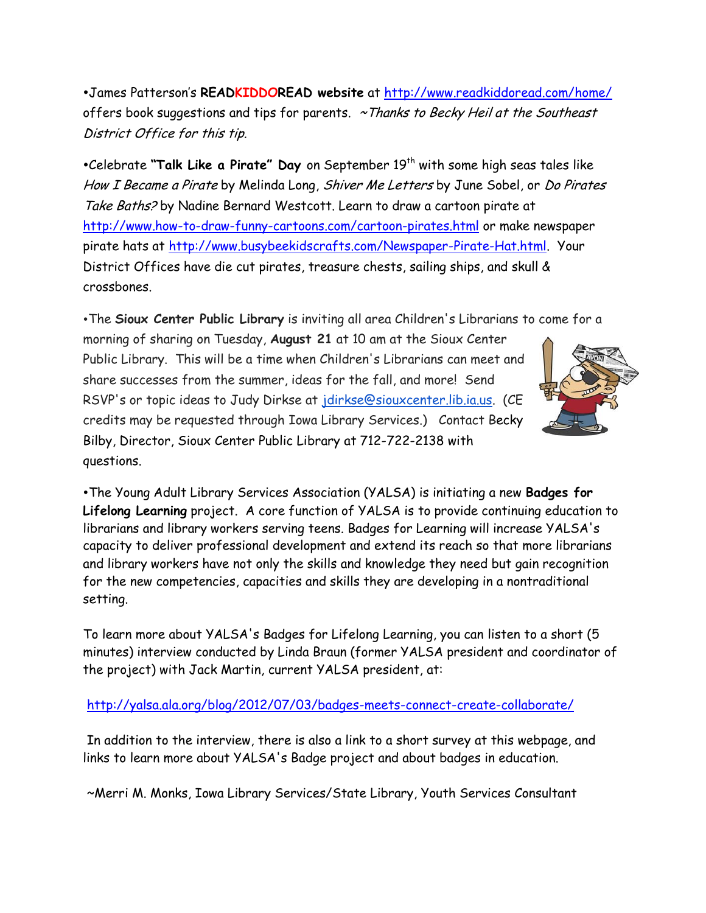•James Patterson's **READKIDDOREAD website** at http://www.readkiddoread.com/home/ offers book suggestions and tips for parents. *~Thanks to Becky Heil at the Southeast District Office for this tip.*

•Celebrate **"Talk Like a Pirate" Day** on September 19th with some high seas tales like *How I Became a Pirate* by Melinda Long, *Shiver Me Letters* by June Sobel, or *Do Pirates Take Baths?* by Nadine Bernard Westcott. Learn to draw a cartoon pirate at http://www.how-to-draw-funny-cartoons.com/cartoon-pirates.html or make newspaper pirate hats at http://www.busybeekidscrafts.com/Newspaper-Pirate-Hat.html. Your District Offices have die cut pirates, treasure chests, sailing ships, and skull & crossbones.

•The **Sioux Center Public Library** is inviting all area Children's Librarians to come for a morning of sharing on Tuesday, **August 21** at 10 am at the Sioux Center Public Library. This will be a time when Children's Librarians can meet and share successes from the summer, ideas for the fall, and more! Send RSVP's or topic ideas to Judy Dirkse at jdirkse@siouxcenter.lib.ia.us. (CE credits may be requested through Iowa Library Services.) Contact Becky Bilby, Director, Sioux Center Public Library at 712-722-2138 with questions.

•The Young Adult Library Services Association (YALSA) is initiating a new **Badges for Lifelong Learning** project. A core function of YALSA is to provide continuing education to librarians and library workers serving teens. Badges for Learning will increase YALSA's capacity to deliver professional development and extend its reach so that more librarians and library workers have not only the skills and knowledge they need but gain recognition for the new competencies, capacities and skills they are developing in a nontraditional setting.

To learn more about YALSA's Badges for Lifelong Learning, you can listen to a short (5 minutes) interview conducted by Linda Braun (former YALSA president and coordinator of the project) with Jack Martin, current YALSA president, at:

http://yalsa.ala.org/blog/2012/07/03/badges-meets-connect-create-collaborate/

In addition to the interview, there is also a link to a short survey at this webpage, and links to learn more about YALSA's Badge project and about badges in education.

~Merri M. Monks, Iowa Library Services/State Library, Youth Services Consultant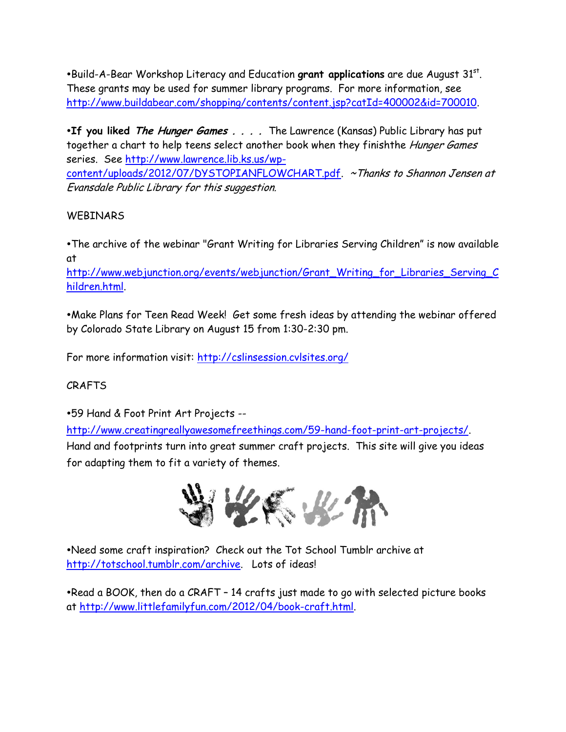•Build-A-Bear Workshop Literacy and Education **grant applications** are due August 31[st]. These grants may be used for summer library programs. For more information, see http://www.buildabear.com/shopping/contents/content.jsp?catId=400002&id=700010.

•**If you liked *The Hunger Games* . . . .** The Lawrence (Kansas) Public Library has put together a chart to help teens select another book when they finishthe *Hunger Games* series. See http://www.lawrence.lib.ks.us/wp-content/uploads/2012/07/DYSTOPIANFLOWCHART.pdf. *~Thanks to Shannon Jensen at Evansdale Public Library for this suggestion.*

WEBINARS

•The archive of the webinar "Grant Writing for Libraries Serving Children" is now available at http://www.webjunction.org/events/webjunction/Grant_Writing_for_Libraries_Serving_Children.html.

•Make Plans for Teen Read Week! Get some fresh ideas by attending the webinar offered by Colorado State Library on August 15 from 1:30-2:30 pm.

For more information visit: http://cslinsession.cvlsites.org/

CRAFTS

•59 Hand & Foot Print Art Projects -- http://www.creatingreallyawesomefreethings.com/59-hand-foot-print-art-projects/. Hand and footprints turn into great summer craft projects. This site will give you ideas for adapting them to fit a variety of themes.

•Need some craft inspiration? Check out the Tot School Tumblr archive at http://totschool.tumblr.com/archive. Lots of ideas!

•Read a BOOK, then do a CRAFT – 14 crafts just made to go with selected picture books at http://www.littlefamilyfun.com/2012/04/book-craft.html.